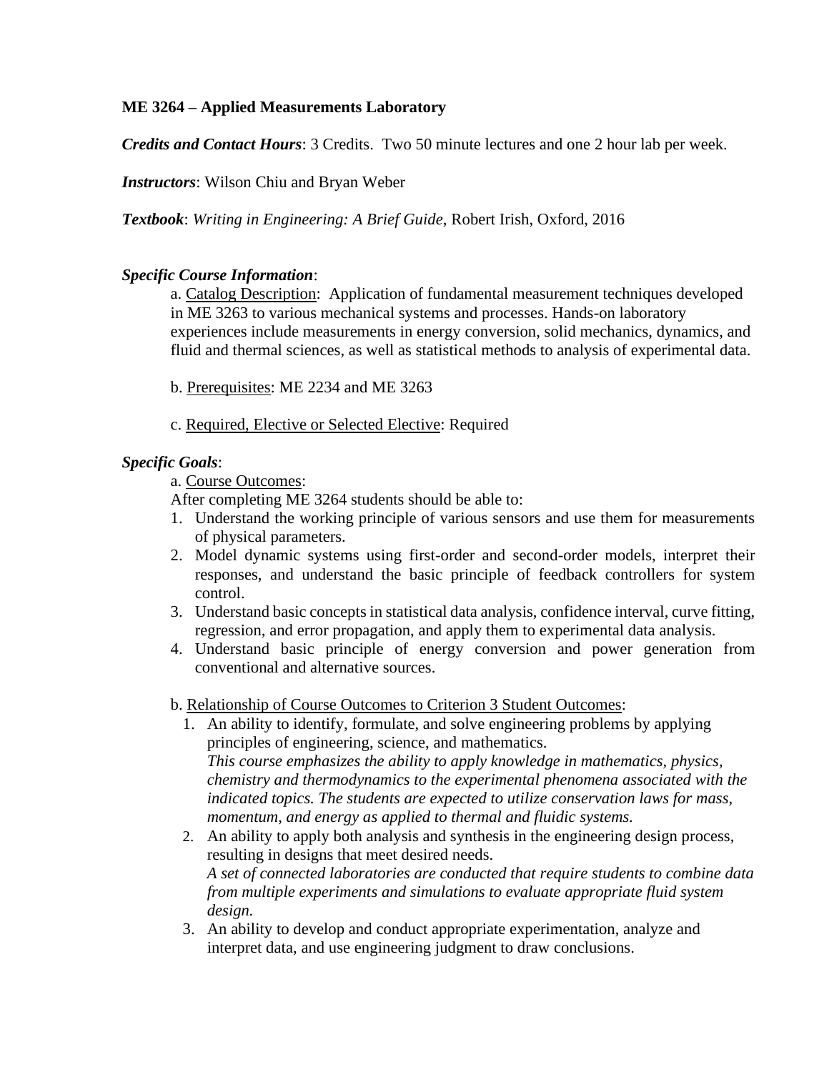**ME 3264 – Applied Measurements Laboratory**

***Credits and Contact Hours***: 3 Credits. Two 50 minute lectures and one 2 hour lab per week.

***Instructors***: Wilson Chiu and Bryan Weber

***Textbook***: *Writing in Engineering: A Brief Guide*, Robert Irish, Oxford, 2016

***Specific Course Information***:

a. Catalog Description: Application of fundamental measurement techniques developed in ME 3263 to various mechanical systems and processes. Hands-on laboratory experiences include measurements in energy conversion, solid mechanics, dynamics, and fluid and thermal sciences, as well as statistical methods to analysis of experimental data.

b. Prerequisites: ME 2234 and ME 3263

c. Required, Elective or Selected Elective: Required

***Specific Goals***:

a. Course Outcomes:

After completing ME 3264 students should be able to:

1. Understand the working principle of various sensors and use them for measurements of physical parameters.
2. Model dynamic systems using first-order and second-order models, interpret their responses, and understand the basic principle of feedback controllers for system control.
3. Understand basic concepts in statistical data analysis, confidence interval, curve fitting, regression, and error propagation, and apply them to experimental data analysis.
4. Understand basic principle of energy conversion and power generation from conventional and alternative sources.

b. Relationship of Course Outcomes to Criterion 3 Student Outcomes:

1. An ability to identify, formulate, and solve engineering problems by applying principles of engineering, science, and mathematics.
   *This course emphasizes the ability to apply knowledge in mathematics, physics, chemistry and thermodynamics to the experimental phenomena associated with the indicated topics. The students are expected to utilize conservation laws for mass, momentum, and energy as applied to thermal and fluidic systems.*
2. An ability to apply both analysis and synthesis in the engineering design process, resulting in designs that meet desired needs.
   *A set of connected laboratories are conducted that require students to combine data from multiple experiments and simulations to evaluate appropriate fluid system design.*
3. An ability to develop and conduct appropriate experimentation, analyze and interpret data, and use engineering judgment to draw conclusions.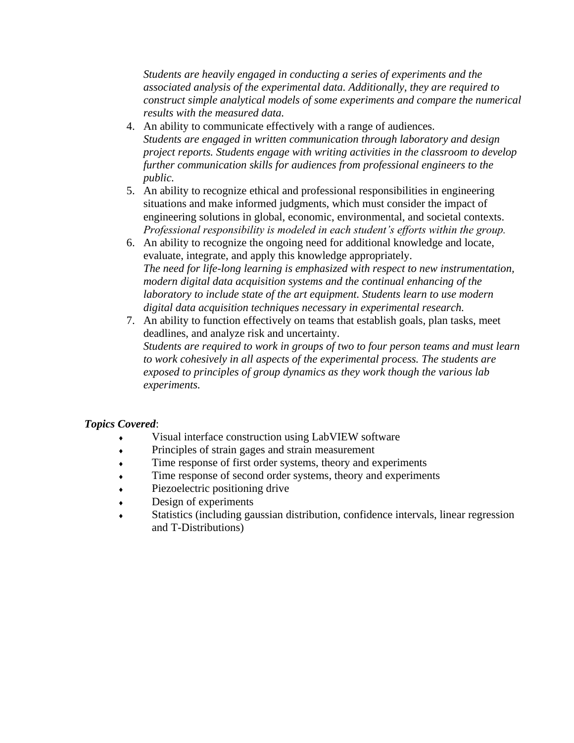*Students are heavily engaged in conducting a series of experiments and the associated analysis of the experimental data. Additionally, they are required to construct simple analytical models of some experiments and compare the numerical results with the measured data.*

4. An ability to communicate effectively with a range of audiences.
   *Students are engaged in written communication through laboratory and design project reports. Students engage with writing activities in the classroom to develop further communication skills for audiences from professional engineers to the public.*
5. An ability to recognize ethical and professional responsibilities in engineering situations and make informed judgments, which must consider the impact of engineering solutions in global, economic, environmental, and societal contexts.
   *Professional responsibility is modeled in each student's efforts within the group.*
6. An ability to recognize the ongoing need for additional knowledge and locate, evaluate, integrate, and apply this knowledge appropriately.
   *The need for life-long learning is emphasized with respect to new instrumentation, modern digital data acquisition systems and the continual enhancing of the laboratory to include state of the art equipment. Students learn to use modern digital data acquisition techniques necessary in experimental research.*
7. An ability to function effectively on teams that establish goals, plan tasks, meet deadlines, and analyze risk and uncertainty.
   *Students are required to work in groups of two to four person teams and must learn to work cohesively in all aspects of the experimental process. The students are exposed to principles of group dynamics as they work though the various lab experiments.*

***Topics Covered***:

- Visual interface construction using LabVIEW software
- Principles of strain gages and strain measurement
- Time response of first order systems, theory and experiments
- Time response of second order systems, theory and experiments
- Piezoelectric positioning drive
- Design of experiments
- Statistics (including gaussian distribution, confidence intervals, linear regression and T-Distributions)